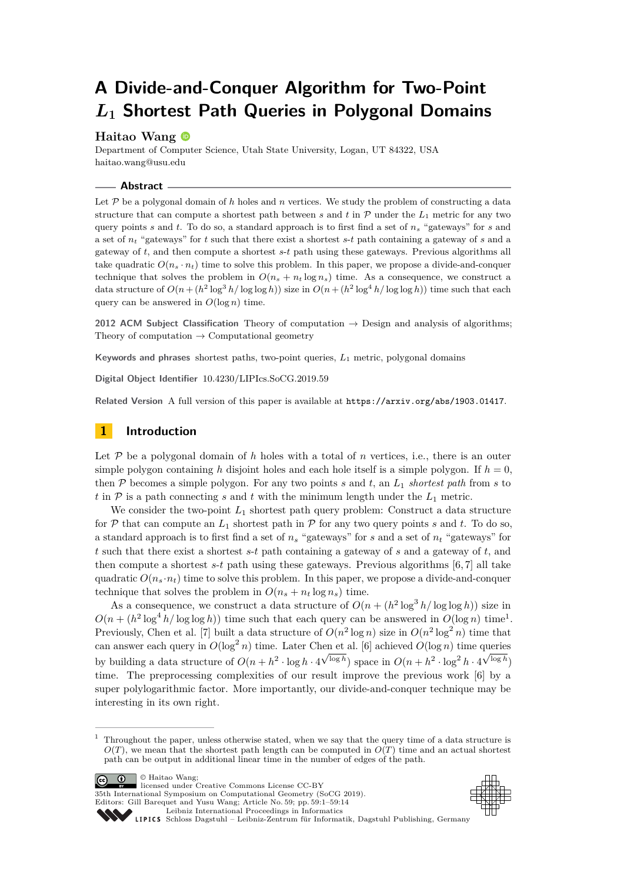# A Divide-and-Conquer Algorithm for Two-Point $L_1$ Shortest Path Queries in Polygonal Domains

**Haitao Wang**

Department of Computer Science, Utah State University, Logan, UT 84322, USA
haitao.wang@usu.edu

## Abstract

Let $\mathcal{P}$ be a polygonal domain of $h$ holes and $n$ vertices. We study the problem of constructing a data structure that can compute a shortest path between $s$ and $t$ in $\mathcal{P}$ under the $L_1$ metric for any two query points $s$ and $t$. To do so, a standard approach is to first find a set of $n_s$ "gateways" for $s$ and a set of $n_t$ "gateways" for $t$ such that there exist a shortest $s$-$t$ path containing a gateway of $s$ and a gateway of $t$, and then compute a shortest $s$-$t$ path using these gateways. Previous algorithms all take quadratic $O(n_s \cdot n_t)$ time to solve this problem. In this paper, we propose a divide-and-conquer technique that solves the problem in $O(n_s + n_t \log n_s)$ time. As a consequence, we construct a data structure of $O(n + (h^2 \log^3 h / \log\log h))$ size in $O(n + (h^2 \log^4 h / \log\log h))$ time such that each query can be answered in $O(\log n)$ time.

**2012 ACM Subject Classification** Theory of computation → Design and analysis of algorithms; Theory of computation → Computational geometry

**Keywords and phrases** shortest paths, two-point queries, $L_1$ metric, polygonal domains

**Digital Object Identifier** 10.4230/LIPIcs.SoCG.2019.59

**Related Version** A full version of this paper is available at https://arxiv.org/abs/1903.01417.

## 1 Introduction

Let $\mathcal{P}$ be a polygonal domain of $h$ holes with a total of $n$ vertices, i.e., there is an outer simple polygon containing $h$ disjoint holes and each hole itself is a simple polygon. If $h = 0$, then $\mathcal{P}$ becomes a simple polygon. For any two points $s$ and $t$, an $L_1$ *shortest path* from $s$ to $t$ in $\mathcal{P}$ is a path connecting $s$ and $t$ with the minimum length under the $L_1$ metric.

We consider the two-point $L_1$ shortest path query problem: Construct a data structure for $\mathcal{P}$ that can compute an $L_1$ shortest path in $\mathcal{P}$ for any two query points $s$ and $t$. To do so, a standard approach is to first find a set of $n_s$ "gateways" for $s$ and a set of $n_t$ "gateways" for $t$ such that there exist a shortest $s$-$t$ path containing a gateway of $s$ and a gateway of $t$, and then compute a shortest $s$-$t$ path using these gateways. Previous algorithms [6, 7] all take quadratic $O(n_s \cdot n_t)$ time to solve this problem. In this paper, we propose a divide-and-conquer technique that solves the problem in $O(n_s + n_t \log n_s)$ time.

As a consequence, we construct a data structure of $O(n + (h^2 \log^3 h / \log\log h))$ size in $O(n + (h^2 \log^4 h / \log\log h))$ time such that each query can be answered in $O(\log n)$ time[1]. Previously, Chen et al. [7] built a data structure of $O(n^2 \log n)$ size in $O(n^2 \log^2 n)$ time that can answer each query in $O(\log^2 n)$ time. Later Chen et al. [6] achieved $O(\log n)$ time queries by building a data structure of $O(n + h^2 \cdot \log h \cdot 4^{\sqrt{\log h}})$ space in $O(n + h^2 \cdot \log^2 h \cdot 4^{\sqrt{\log h}})$ time. The preprocessing complexities of our result improve the previous work [6] by a super polylogarithmic factor. More importantly, our divide-and-conquer technique may be interesting in its own right.

[1] Throughout the paper, unless otherwise stated, when we say that the query time of a data structure is $O(T)$, we mean that the shortest path length can be computed in $O(T)$ time and an actual shortest path can be output in additional linear time in the number of edges of the path.

© Haitao Wang; licensed under Creative Commons License CC-BY
35th International Symposium on Computational Geometry (SoCG 2019).
Editors: Gill Barequet and Yusu Wang; Article No. 59; pp. 59:1–59:14
Leibniz International Proceedings in Informatics
Schloss Dagstuhl – Leibniz-Zentrum für Informatik, Dagstuhl Publishing, Germany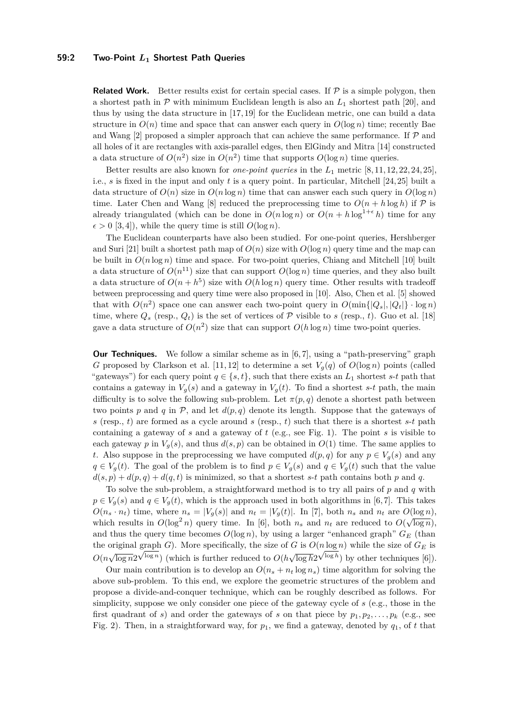**Related Work.** Better results exist for certain special cases. If $\mathcal{P}$ is a simple polygon, then a shortest path in $\mathcal{P}$ with minimum Euclidean length is also an $L_1$ shortest path [20], and thus by using the data structure in [17,19] for the Euclidean metric, one can build a data structure in $O(n)$ time and space that can answer each query in $O(\log n)$ time; recently Bae and Wang [2] proposed a simpler approach that can achieve the same performance. If $\mathcal{P}$ and all holes of it are rectangles with axis-parallel edges, then ElGindy and Mitra [14] constructed a data structure of $O(n^2)$ size in $O(n^2)$ time that supports $O(\log n)$ time queries.

Better results are also known for *one-point queries* in the $L_1$ metric [8,11,12,22,24,25], i.e., $s$ is fixed in the input and only $t$ is a query point. In particular, Mitchell [24,25] built a data structure of $O(n)$ size in $O(n \log n)$ time that can answer each such query in $O(\log n)$ time. Later Chen and Wang [8] reduced the preprocessing time to $O(n + h \log h)$ if $\mathcal{P}$ is already triangulated (which can be done in $O(n \log n)$ or $O(n + h \log^{1+\epsilon} h)$ time for any $\epsilon > 0$ [3,4]), while the query time is still $O(\log n)$.

The Euclidean counterparts have also been studied. For one-point queries, Hershberger and Suri [21] built a shortest path map of $O(n)$ size with $O(\log n)$ query time and the map can be built in $O(n \log n)$ time and space. For two-point queries, Chiang and Mitchell [10] built a data structure of $O(n^{11})$ size that can support $O(\log n)$ time queries, and they also built a data structure of $O(n + h^5)$ size with $O(h \log n)$ query time. Other results with tradeoff between preprocessing and query time were also proposed in [10]. Also, Chen et al. [5] showed that with $O(n^2)$ space one can answer each two-point query in $O(\min\{|Q_s|, |Q_t|\} \cdot \log n)$ time, where $Q_s$ (resp., $Q_t$) is the set of vertices of $\mathcal{P}$ visible to $s$ (resp., $t$). Guo et al. [18] gave a data structure of $O(n^2)$ size that can support $O(h \log n)$ time two-point queries.

**Our Techniques.** We follow a similar scheme as in [6,7], using a "path-preserving" graph $G$ proposed by Clarkson et al. [11,12] to determine a set $V_g(q)$ of $O(\log n)$ points (called "gateways") for each query point $q \in \{s, t\}$, such that there exists an $L_1$ shortest $s$-$t$ path that contains a gateway in $V_g(s)$ and a gateway in $V_g(t)$. To find a shortest $s$-$t$ path, the main difficulty is to solve the following sub-problem. Let $\pi(p, q)$ denote a shortest path between two points $p$ and $q$ in $\mathcal{P}$, and let $d(p, q)$ denote its length. Suppose that the gateways of $s$ (resp., $t$) are formed as a cycle around $s$ (resp., $t$) such that there is a shortest $s$-$t$ path containing a gateway of $s$ and a gateway of $t$ (e.g., see Fig. 1). The point $s$ is visible to each gateway $p$ in $V_g(s)$, and thus $d(s, p)$ can be obtained in $O(1)$ time. The same applies to $t$. Also suppose in the preprocessing we have computed $d(p, q)$ for any $p \in V_g(s)$ and any $q \in V_g(t)$. The goal of the problem is to find $p \in V_g(s)$ and $q \in V_g(t)$ such that the value $d(s, p) + d(p, q) + d(q, t)$ is minimized, so that a shortest $s$-$t$ path contains both $p$ and $q$.

To solve the sub-problem, a straightforward method is to try all pairs of $p$ and $q$ with $p \in V_g(s)$ and $q \in V_g(t)$, which is the approach used in both algorithms in [6,7]. This takes $O(n_s \cdot n_t)$ time, where $n_s = |V_g(s)|$ and $n_t = |V_g(t)|$. In [7], both $n_s$ and $n_t$ are $O(\log n)$, which results in $O(\log^2 n)$ query time. In [6], both $n_s$ and $n_t$ are reduced to $O(\sqrt{\log n})$, and thus the query time becomes $O(\log n)$, by using a larger "enhanced graph" $G_E$ (than the original graph $G$). More specifically, the size of $G$ is $O(n \log n)$ while the size of $G_E$ is $O(n\sqrt{\log n}2^{\sqrt{\log n}})$ (which is further reduced to $O(h\sqrt{\log h}2^{\sqrt{\log h}})$ by other techniques [6]).

Our main contribution is to develop an $O(n_s + n_t \log n_s)$ time algorithm for solving the above sub-problem. To this end, we explore the geometric structures of the problem and propose a divide-and-conquer technique, which can be roughly described as follows. For simplicity, suppose we only consider one piece of the gateway cycle of $s$ (e.g., those in the first quadrant of $s$) and order the gateways of $s$ on that piece by $p_1, p_2, \ldots, p_k$ (e.g., see Fig. 2). Then, in a straightforward way, for $p_1$, we find a gateway, denoted by $q_1$, of $t$ that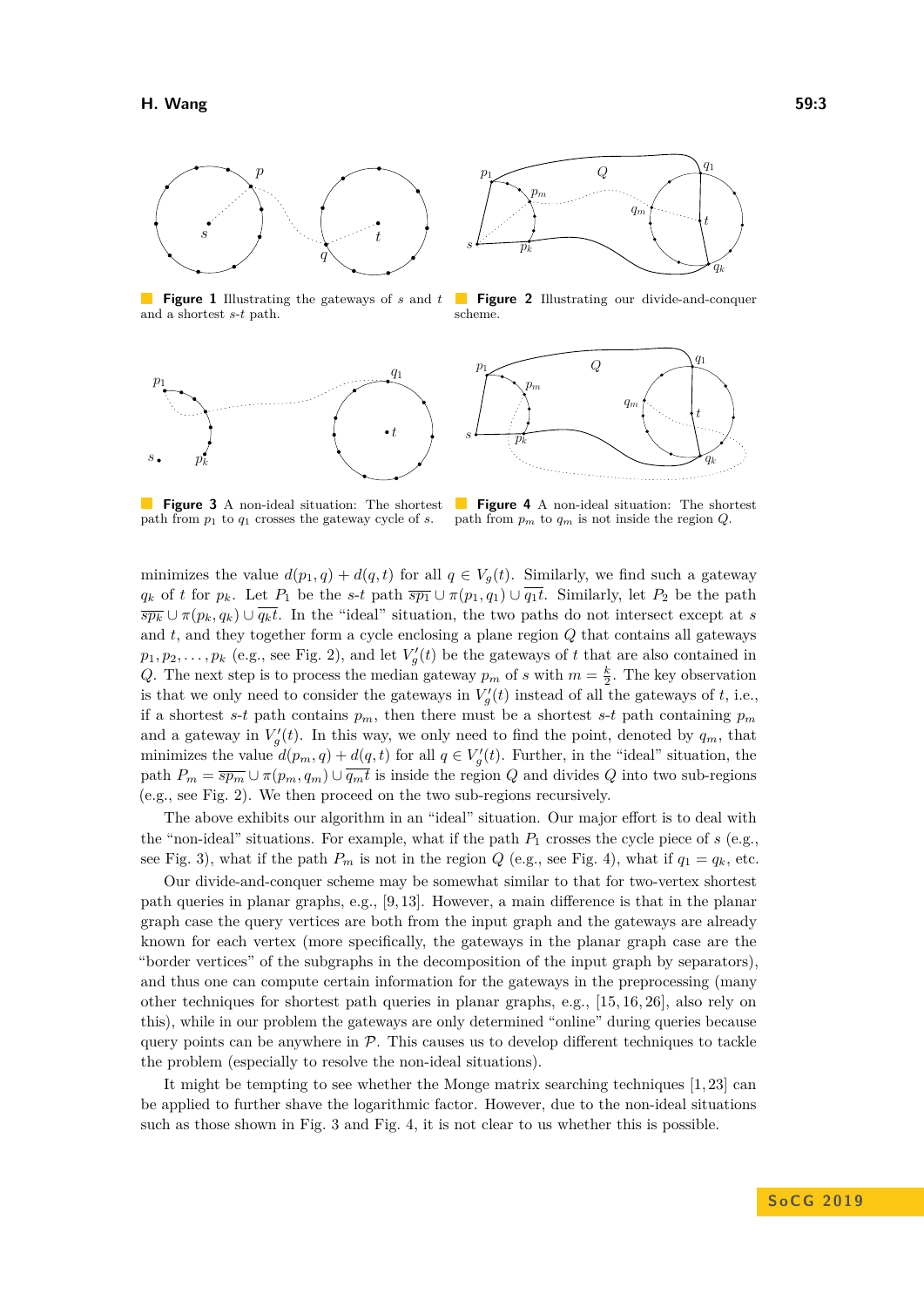**Figure 1** Illustrating the gateways of $s$ and $t$ and a shortest $s$-$t$ path.

**Figure 2** Illustrating our divide-and-conquer scheme.

**Figure 3** A non-ideal situation: The shortest path from $p_1$ to $q_1$ crosses the gateway cycle of $s$.

**Figure 4** A non-ideal situation: The shortest path from $p_m$ to $q_m$ is not inside the region $Q$.

minimizes the value $d(p_1, q) + d(q, t)$ for all $q \in V_g(t)$. Similarly, we find such a gateway $q_k$ of $t$ for $p_k$. Let $P_1$ be the $s$-$t$ path $\overline{sp_1} \cup \pi(p_1, q_1) \cup \overline{q_1 t}$. Similarly, let $P_2$ be the path $\overline{sp_k} \cup \pi(p_k, q_k) \cup \overline{q_k t}$. In the "ideal" situation, the two paths do not intersect except at $s$ and $t$, and they together form a cycle enclosing a plane region $Q$ that contains all gateways $p_1, p_2, \ldots, p_k$ (e.g., see Fig. 2), and let $V'_g(t)$ be the gateways of $t$ that are also contained in $Q$. The next step is to process the median gateway $p_m$ of $s$ with $m = \frac{k}{2}$. The key observation is that we only need to consider the gateways in $V'_g(t)$ instead of all the gateways of $t$, i.e., if a shortest $s$-$t$ path contains $p_m$, then there must be a shortest $s$-$t$ path containing $p_m$ and a gateway in $V'_g(t)$. In this way, we only need to find the point, denoted by $q_m$, that minimizes the value $d(p_m, q) + d(q, t)$ for all $q \in V'_g(t)$. Further, in the "ideal" situation, the path $P_m = \overline{sp_m} \cup \pi(p_m, q_m) \cup \overline{q_m t}$ is inside the region $Q$ and divides $Q$ into two sub-regions (e.g., see Fig. 2). We then proceed on the two sub-regions recursively.

The above exhibits our algorithm in an "ideal" situation. Our major effort is to deal with the "non-ideal" situations. For example, what if the path $P_1$ crosses the cycle piece of $s$ (e.g., see Fig. 3), what if the path $P_m$ is not in the region $Q$ (e.g., see Fig. 4), what if $q_1 = q_k$, etc.

Our divide-and-conquer scheme may be somewhat similar to that for two-vertex shortest path queries in planar graphs, e.g., [9, 13]. However, a main difference is that in the planar graph case the query vertices are both from the input graph and the gateways are already known for each vertex (more specifically, the gateways in the planar graph case are the "border vertices" of the subgraphs in the decomposition of the input graph by separators), and thus one can compute certain information for the gateways in the preprocessing (many other techniques for shortest path queries in planar graphs, e.g., [15, 16, 26], also rely on this), while in our problem the gateways are only determined "online" during queries because query points can be anywhere in $\mathcal{P}$. This causes us to develop different techniques to tackle the problem (especially to resolve the non-ideal situations).

It might be tempting to see whether the Monge matrix searching techniques [1, 23] can be applied to further shave the logarithmic factor. However, due to the non-ideal situations such as those shown in Fig. 3 and Fig. 4, it is not clear to us whether this is possible.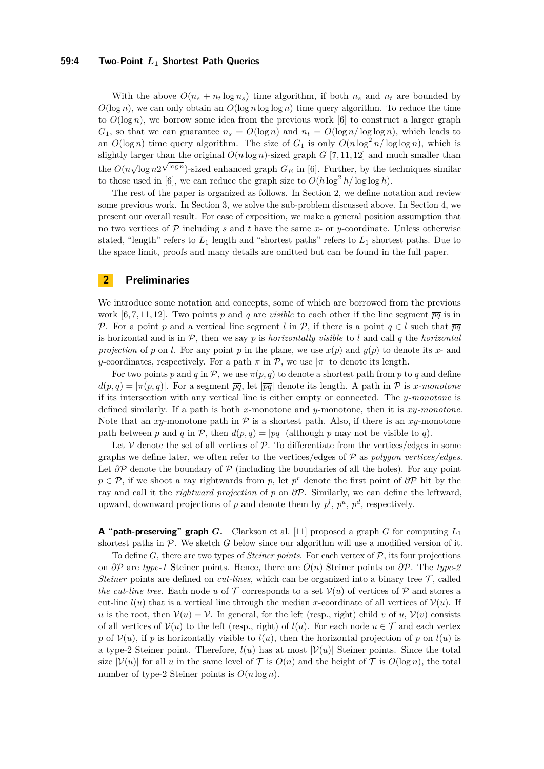With the above $O(n_s + n_t \log n_s)$ time algorithm, if both $n_s$ and $n_t$ are bounded by $O(\log n)$, we can only obtain an $O(\log n \log\log n)$ time query algorithm. To reduce the time to $O(\log n)$, we borrow some idea from the previous work [6] to construct a larger graph $G_1$, so that we can guarantee $n_s = O(\log n)$ and $n_t = O(\log n/ \log\log n)$, which leads to an $O(\log n)$ time query algorithm. The size of $G_1$ is only $O(n \log^2 n/ \log\log n)$, which is slightly larger than the original $O(n \log n)$-sized graph $G$ [7, 11, 12] and much smaller than the $O(n\sqrt{\log n}2^{\sqrt{\log n}})$-sized enhanced graph $G_E$ in [6]. Further, by the techniques similar to those used in [6], we can reduce the graph size to $O(h \log^2 h/ \log\log h)$.

The rest of the paper is organized as follows. In Section 2, we define notation and review some previous work. In Section 3, we solve the sub-problem discussed above. In Section 4, we present our overall result. For ease of exposition, we make a general position assumption that no two vertices of $\mathcal{P}$ including $s$ and $t$ have the same $x$- or $y$-coordinate. Unless otherwise stated, "length" refers to $L_1$ length and "shortest paths" refers to $L_1$ shortest paths. Due to the space limit, proofs and many details are omitted but can be found in the full paper.

## 2 Preliminaries

We introduce some notation and concepts, some of which are borrowed from the previous work [6, 7, 11, 12]. Two points $p$ and $q$ are *visible* to each other if the line segment $\overline{pq}$ is in $\mathcal{P}$. For a point $p$ and a vertical line segment $l$ in $\mathcal{P}$, if there is a point $q \in l$ such that $\overline{pq}$ is horizontal and is in $\mathcal{P}$, then we say $p$ is *horizontally visible* to $l$ and call $q$ the *horizontal projection* of $p$ on $l$. For any point $p$ in the plane, we use $x(p)$ and $y(p)$ to denote its $x$- and $y$-coordinates, respectively. For a path $\pi$ in $\mathcal{P}$, we use $|\pi|$ to denote its length.

For two points $p$ and $q$ in $\mathcal{P}$, we use $\pi(p, q)$ to denote a shortest path from $p$ to $q$ and define $d(p, q) = |\pi(p, q)|$. For a segment $\overline{pq}$, let $|\overline{pq}|$ denote its length. A path in $\mathcal{P}$ is *$x$-monotone* if its intersection with any vertical line is either empty or connected. The *$y$-monotone* is defined similarly. If a path is both $x$-monotone and $y$-monotone, then it is *$xy$-monotone*. Note that an $xy$-monotone path in $\mathcal{P}$ is a shortest path. Also, if there is an $xy$-monotone path between $p$ and $q$ in $\mathcal{P}$, then $d(p, q) = |\overline{pq}|$ (although $p$ may not be visible to $q$).

Let $\mathcal{V}$ denote the set of all vertices of $\mathcal{P}$. To differentiate from the vertices/edges in some graphs we define later, we often refer to the vertices/edges of $\mathcal{P}$ as *polygon vertices/edges*. Let $\partial\mathcal{P}$ denote the boundary of $\mathcal{P}$ (including the boundaries of all the holes). For any point $p \in \mathcal{P}$, if we shoot a ray rightwards from $p$, let $p^r$ denote the first point of $\partial\mathcal{P}$ hit by the ray and call it the *rightward projection* of $p$ on $\partial\mathcal{P}$. Similarly, we can define the leftward, upward, downward projections of $p$ and denote them by $p^l$, $p^u$, $p^d$, respectively.

**A "path-preserving" graph $G$.** Clarkson et al. [11] proposed a graph $G$ for computing $L_1$ shortest paths in $\mathcal{P}$. We sketch $G$ below since our algorithm will use a modified version of it.

To define $G$, there are two types of *Steiner points*. For each vertex of $\mathcal{P}$, its four projections on $\partial\mathcal{P}$ are *type-1* Steiner points. Hence, there are $O(n)$ Steiner points on $\partial\mathcal{P}$. The *type-2 Steiner* points are defined on *cut-lines*, which can be organized into a binary tree $\mathcal{T}$, called *the cut-line tree*. Each node $u$ of $\mathcal{T}$ corresponds to a set $\mathcal{V}(u)$ of vertices of $\mathcal{P}$ and stores a cut-line $l(u)$ that is a vertical line through the median $x$-coordinate of all vertices of $\mathcal{V}(u)$. If $u$ is the root, then $\mathcal{V}(u) = \mathcal{V}$. In general, for the left (resp., right) child $v$ of $u$, $\mathcal{V}(v)$ consists of all vertices of $\mathcal{V}(u)$ to the left (resp., right) of $l(u)$. For each node $u \in \mathcal{T}$ and each vertex $p$ of $\mathcal{V}(u)$, if $p$ is horizontally visible to $l(u)$, then the horizontal projection of $p$ on $l(u)$ is a type-2 Steiner point. Therefore, $l(u)$ has at most $|\mathcal{V}(u)|$ Steiner points. Since the total size $|\mathcal{V}(u)|$ for all $u$ in the same level of $\mathcal{T}$ is $O(n)$ and the height of $\mathcal{T}$ is $O(\log n)$, the total number of type-2 Steiner points is $O(n \log n)$.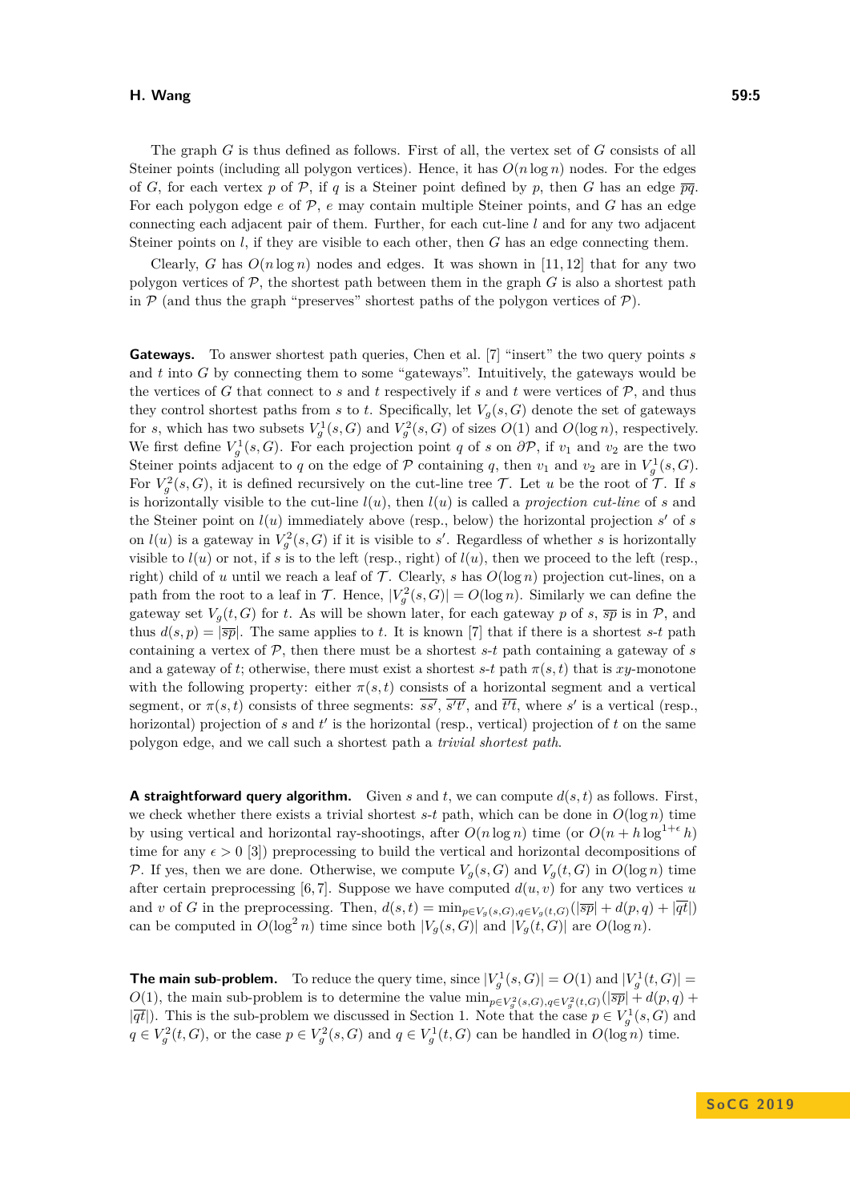The graph $G$ is thus defined as follows. First of all, the vertex set of $G$ consists of all Steiner points (including all polygon vertices). Hence, it has $O(n \log n)$ nodes. For the edges of $G$, for each vertex $p$ of $\mathcal{P}$, if $q$ is a Steiner point defined by $p$, then $G$ has an edge $\overline{pq}$. For each polygon edge $e$ of $\mathcal{P}$, $e$ may contain multiple Steiner points, and $G$ has an edge connecting each adjacent pair of them. Further, for each cut-line $l$ and for any two adjacent Steiner points on $l$, if they are visible to each other, then $G$ has an edge connecting them.

Clearly, $G$ has $O(n \log n)$ nodes and edges. It was shown in [11, 12] that for any two polygon vertices of $\mathcal{P}$, the shortest path between them in the graph $G$ is also a shortest path in $\mathcal{P}$ (and thus the graph "preserves" shortest paths of the polygon vertices of $\mathcal{P}$).

**Gateways.** To answer shortest path queries, Chen et al. [7] "insert" the two query points $s$ and $t$ into $G$ by connecting them to some "gateways". Intuitively, the gateways would be the vertices of $G$ that connect to $s$ and $t$ respectively if $s$ and $t$ were vertices of $\mathcal{P}$, and thus they control shortest paths from $s$ to $t$. Specifically, let $V_g(s, G)$ denote the set of gateways for $s$, which has two subsets $V_g^1(s, G)$ and $V_g^2(s, G)$ of sizes $O(1)$ and $O(\log n)$, respectively. We first define $V_g^1(s, G)$. For each projection point $q$ of $s$ on $\partial\mathcal{P}$, if $v_1$ and $v_2$ are the two Steiner points adjacent to $q$ on the edge of $\mathcal{P}$ containing $q$, then $v_1$ and $v_2$ are in $V_g^1(s, G)$. For $V_g^2(s, G)$, it is defined recursively on the cut-line tree $\mathcal{T}$. Let $u$ be the root of $\mathcal{T}$. If $s$ is horizontally visible to the cut-line $l(u)$, then $l(u)$ is called a *projection cut-line* of $s$ and the Steiner point on $l(u)$ immediately above (resp., below) the horizontal projection $s'$ of $s$ on $l(u)$ is a gateway in $V_g^2(s, G)$ if it is visible to $s'$. Regardless of whether $s$ is horizontally visible to $l(u)$ or not, if $s$ is to the left (resp., right) of $l(u)$, then we proceed to the left (resp., right) child of $u$ until we reach a leaf of $\mathcal{T}$. Clearly, $s$ has $O(\log n)$ projection cut-lines, on a path from the root to a leaf in $\mathcal{T}$. Hence, $|V_g^2(s, G)| = O(\log n)$. Similarly we can define the gateway set $V_g(t, G)$ for $t$. As will be shown later, for each gateway $p$ of $s$, $\overline{sp}$ is in $\mathcal{P}$, and thus $d(s, p) = |\overline{sp}|$. The same applies to $t$. It is known [7] that if there is a shortest $s$-$t$ path containing a vertex of $\mathcal{P}$, then there must be a shortest $s$-$t$ path containing a gateway of $s$ and a gateway of $t$; otherwise, there must exist a shortest $s$-$t$ path $\pi(s, t)$ that is $xy$-monotone with the following property: either $\pi(s, t)$ consists of a horizontal segment and a vertical segment, or $\pi(s, t)$ consists of three segments: $\overline{ss'}$, $\overline{s't'}$, and $\overline{t't}$, where $s'$ is a vertical (resp., horizontal) projection of $s$ and $t'$ is the horizontal (resp., vertical) projection of $t$ on the same polygon edge, and we call such a shortest path a *trivial shortest path*.

**A straightforward query algorithm.** Given $s$ and $t$, we can compute $d(s, t)$ as follows. First, we check whether there exists a trivial shortest $s$-$t$ path, which can be done in $O(\log n)$ time by using vertical and horizontal ray-shootings, after $O(n \log n)$ time (or $O(n + h \log^{1+\epsilon} h)$ time for any $\epsilon > 0$ [3]) preprocessing to build the vertical and horizontal decompositions of $\mathcal{P}$. If yes, then we are done. Otherwise, we compute $V_g(s, G)$ and $V_g(t, G)$ in $O(\log n)$ time after certain preprocessing [6, 7]. Suppose we have computed $d(u, v)$ for any two vertices $u$ and $v$ of $G$ in the preprocessing. Then, $d(s, t) = \min_{p \in V_g(s,G), q \in V_g(t,G)}(|\overline{sp}| + d(p, q) + |\overline{qt}|)$ can be computed in $O(\log^2 n)$ time since both $|V_g(s, G)|$ and $|V_g(t, G)|$ are $O(\log n)$.

**The main sub-problem.** To reduce the query time, since $|V_g^1(s, G)| = O(1)$ and $|V_g^1(t, G)| = O(1)$, the main sub-problem is to determine the value $\min_{p \in V_g^2(s,G), q \in V_g^2(t,G)}(|\overline{sp}| + d(p, q) + |\overline{qt}|)$. This is the sub-problem we discussed in Section 1. Note that the case $p \in V_g^1(s, G)$ and $q \in V_g^2(t, G)$, or the case $p \in V_g^2(s, G)$ and $q \in V_g^1(t, G)$ can be handled in $O(\log n)$ time.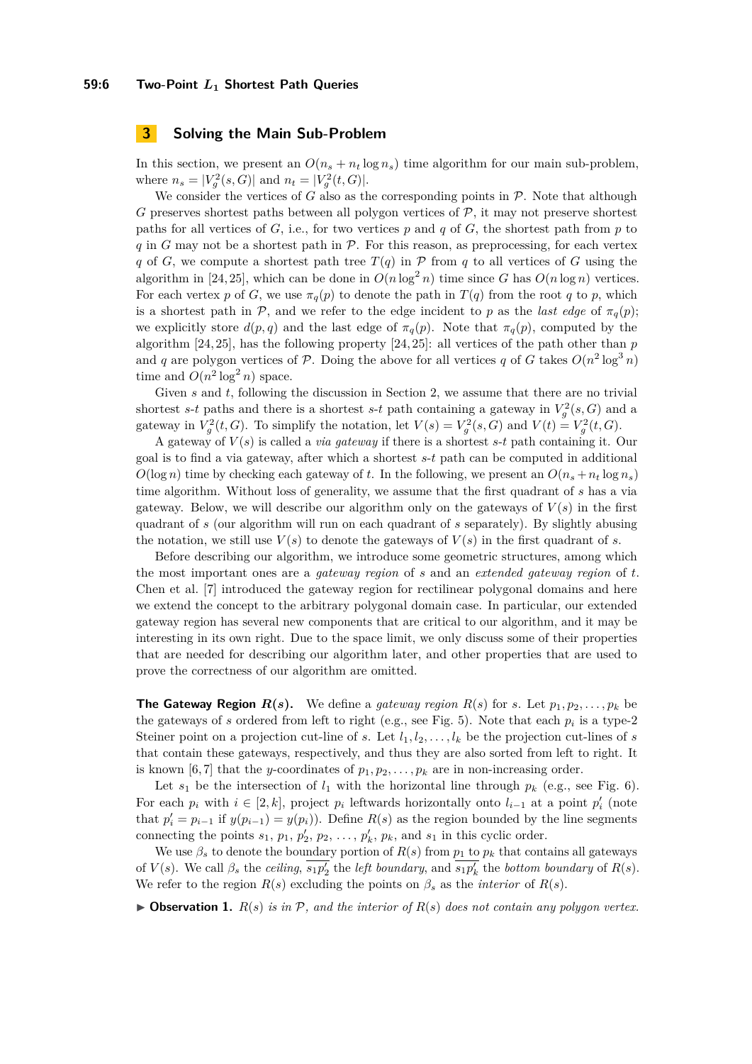# 3 Solving the Main Sub-Problem

In this section, we present an $O(n_s + n_t \log n_s)$ time algorithm for our main sub-problem, where $n_s = |V_g^2(s,G)|$ and $n_t = |V_g^2(t,G)|$.

We consider the vertices of $G$ also as the corresponding points in $\mathcal{P}$. Note that although $G$ preserves shortest paths between all polygon vertices of $\mathcal{P}$, it may not preserve shortest paths for all vertices of $G$, i.e., for two vertices $p$ and $q$ of $G$, the shortest path from $p$ to $q$ in $G$ may not be a shortest path in $\mathcal{P}$. For this reason, as preprocessing, for each vertex $q$ of $G$, we compute a shortest path tree $T(q)$ in $\mathcal{P}$ from $q$ to all vertices of $G$ using the algorithm in [24, 25], which can be done in $O(n \log^2 n)$ time since $G$ has $O(n \log n)$ vertices. For each vertex $p$ of $G$, we use $\pi_q(p)$ to denote the path in $T(q)$ from the root $q$ to $p$, which is a shortest path in $\mathcal{P}$, and we refer to the edge incident to $p$ as the *last edge* of $\pi_q(p)$; we explicitly store $d(p,q)$ and the last edge of $\pi_q(p)$. Note that $\pi_q(p)$, computed by the algorithm [24, 25], has the following property [24, 25]: all vertices of the path other than $p$ and $q$ are polygon vertices of $\mathcal{P}$. Doing the above for all vertices $q$ of $G$ takes $O(n^2 \log^3 n)$ time and $O(n^2 \log^2 n)$ space.

Given $s$ and $t$, following the discussion in Section 2, we assume that there are no trivial shortest $s$-$t$ paths and there is a shortest $s$-$t$ path containing a gateway in $V_g^2(s,G)$ and a gateway in $V_g^2(t,G)$. To simplify the notation, let $V(s) = V_g^2(s,G)$ and $V(t) = V_g^2(t,G)$.

A gateway of $V(s)$ is called a *via gateway* if there is a shortest $s$-$t$ path containing it. Our goal is to find a via gateway, after which a shortest $s$-$t$ path can be computed in additional $O(\log n)$ time by checking each gateway of $t$. In the following, we present an $O(n_s + n_t \log n_s)$ time algorithm. Without loss of generality, we assume that the first quadrant of $s$ has a via gateway. Below, we will describe our algorithm only on the gateways of $V(s)$ in the first quadrant of $s$ (our algorithm will run on each quadrant of $s$ separately). By slightly abusing the notation, we still use $V(s)$ to denote the gateways of $V(s)$ in the first quadrant of $s$.

Before describing our algorithm, we introduce some geometric structures, among which the most important ones are a *gateway region* of $s$ and an *extended gateway region* of $t$. Chen et al. [7] introduced the gateway region for rectilinear polygonal domains and here we extend the concept to the arbitrary polygonal domain case. In particular, our extended gateway region has several new components that are critical to our algorithm, and it may be interesting in its own right. Due to the space limit, we only discuss some of their properties that are needed for describing our algorithm later, and other properties that are used to prove the correctness of our algorithm are omitted.

**The Gateway Region $R(s)$.** We define a *gateway region* $R(s)$ for $s$. Let $p_1, p_2, \ldots, p_k$ be the gateways of $s$ ordered from left to right (e.g., see Fig. 5). Note that each $p_i$ is a type-2 Steiner point on a projection cut-line of $s$. Let $l_1, l_2, \ldots, l_k$ be the projection cut-lines of $s$ that contain these gateways, respectively, and thus they are also sorted from left to right. It is known [6, 7] that the $y$-coordinates of $p_1, p_2, \ldots, p_k$ are in non-increasing order.

Let $s_1$ be the intersection of $l_1$ with the horizontal line through $p_k$ (e.g., see Fig. 6). For each $p_i$ with $i \in [2,k]$, project $p_i$ leftwards horizontally onto $l_{i-1}$ at a point $p'_i$ (note that $p'_i = p_{i-1}$ if $y(p_{i-1}) = y(p_i)$). Define $R(s)$ as the region bounded by the line segments connecting the points $s_1$, $p_1$, $p'_2$, $p_2$, $\ldots$, $p'_k$, $p_k$, and $s_1$ in this cyclic order.

We use $\beta_s$ to denote the boundary portion of $R(s)$ from $p_1$ to $p_k$ that contains all gateways of $V(s)$. We call $\beta_s$ the *ceiling*, $\overline{s_1 p'_2}$ the *left boundary*, and $\overline{s_1 p'_k}$ the *bottom boundary* of $R(s)$. We refer to the region $R(s)$ excluding the points on $\beta_s$ as the *interior* of $R(s)$.

▶ **Observation 1.** *$R(s)$ is in $\mathcal{P}$, and the interior of $R(s)$ does not contain any polygon vertex.*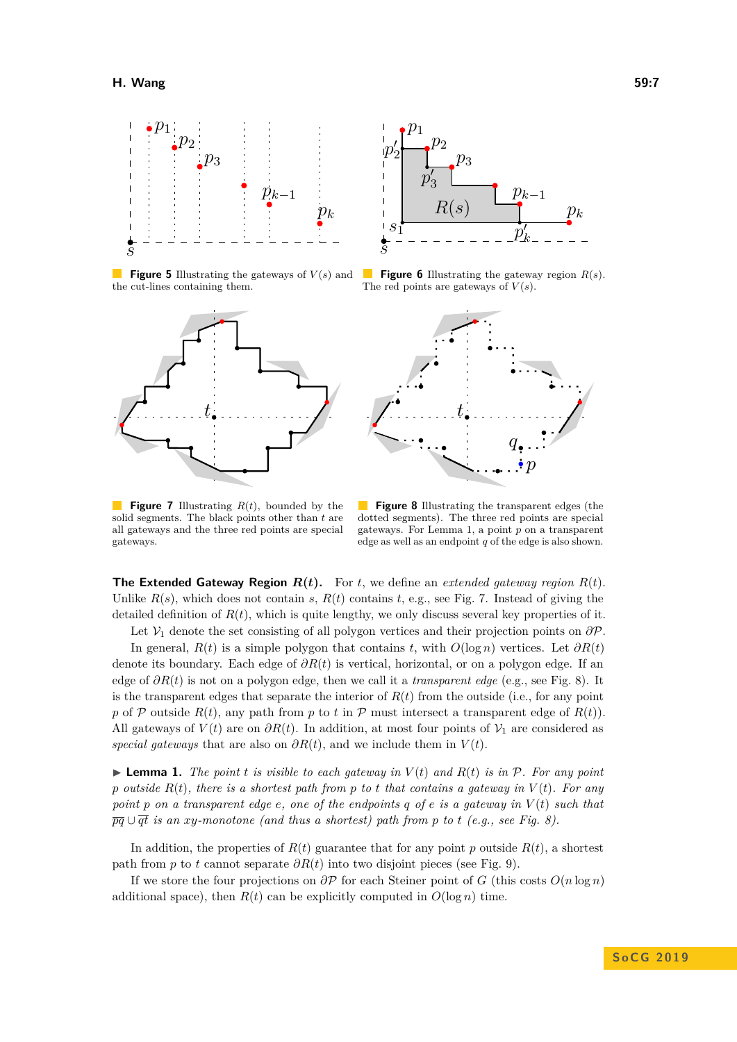**Figure 5** Illustrating the gateways of $V(s)$ and the cut-lines containing them.

**Figure 6** Illustrating the gateway region $R(s)$. The red points are gateways of $V(s)$.

**Figure 7** Illustrating $R(t)$, bounded by the solid segments. The black points other than $t$ are all gateways and the three red points are special gateways.

**Figure 8** Illustrating the transparent edges (the dotted segments). The three red points are special gateways. For Lemma 1, a point $p$ on a transparent edge as well as an endpoint $q$ of the edge is also shown.

**The Extended Gateway Region $R(t)$.** For $t$, we define an *extended gateway region* $R(t)$. Unlike $R(s)$, which does not contain $s$, $R(t)$ contains $t$, e.g., see Fig. 7. Instead of giving the detailed definition of $R(t)$, which is quite lengthy, we only discuss several key properties of it.

Let $\mathcal{V}_1$ denote the set consisting of all polygon vertices and their projection points on $\partial\mathcal{P}$.

In general, $R(t)$ is a simple polygon that contains $t$, with $O(\log n)$ vertices. Let $\partial R(t)$ denote its boundary. Each edge of $\partial R(t)$ is vertical, horizontal, or on a polygon edge. If an edge of $\partial R(t)$ is not on a polygon edge, then we call it a *transparent edge* (e.g., see Fig. 8). It is the transparent edges that separate the interior of $R(t)$ from the outside (i.e., for any point $p$ of $\mathcal{P}$ outside $R(t)$, any path from $p$ to $t$ in $\mathcal{P}$ must intersect a transparent edge of $R(t)$). All gateways of $V(t)$ are on $\partial R(t)$. In addition, at most four points of $\mathcal{V}_1$ are considered as *special gateways* that are also on $\partial R(t)$, and we include them in $V(t)$.

▶ **Lemma 1.** *The point $t$ is visible to each gateway in $V(t)$ and $R(t)$ is in $\mathcal{P}$. For any point $p$ outside $R(t)$, there is a shortest path from $p$ to $t$ that contains a gateway in $V(t)$. For any point $p$ on a transparent edge $e$, one of the endpoints $q$ of $e$ is a gateway in $V(t)$ such that $\overline{pq} \cup \overline{qt}$ is an $xy$-monotone (and thus a shortest) path from $p$ to $t$ (e.g., see Fig. 8).*

In addition, the properties of $R(t)$ guarantee that for any point $p$ outside $R(t)$, a shortest path from $p$ to $t$ cannot separate $\partial R(t)$ into two disjoint pieces (see Fig. 9).

If we store the four projections on $\partial\mathcal{P}$ for each Steiner point of $G$ (this costs $O(n \log n)$ additional space), then $R(t)$ can be explicitly computed in $O(\log n)$ time.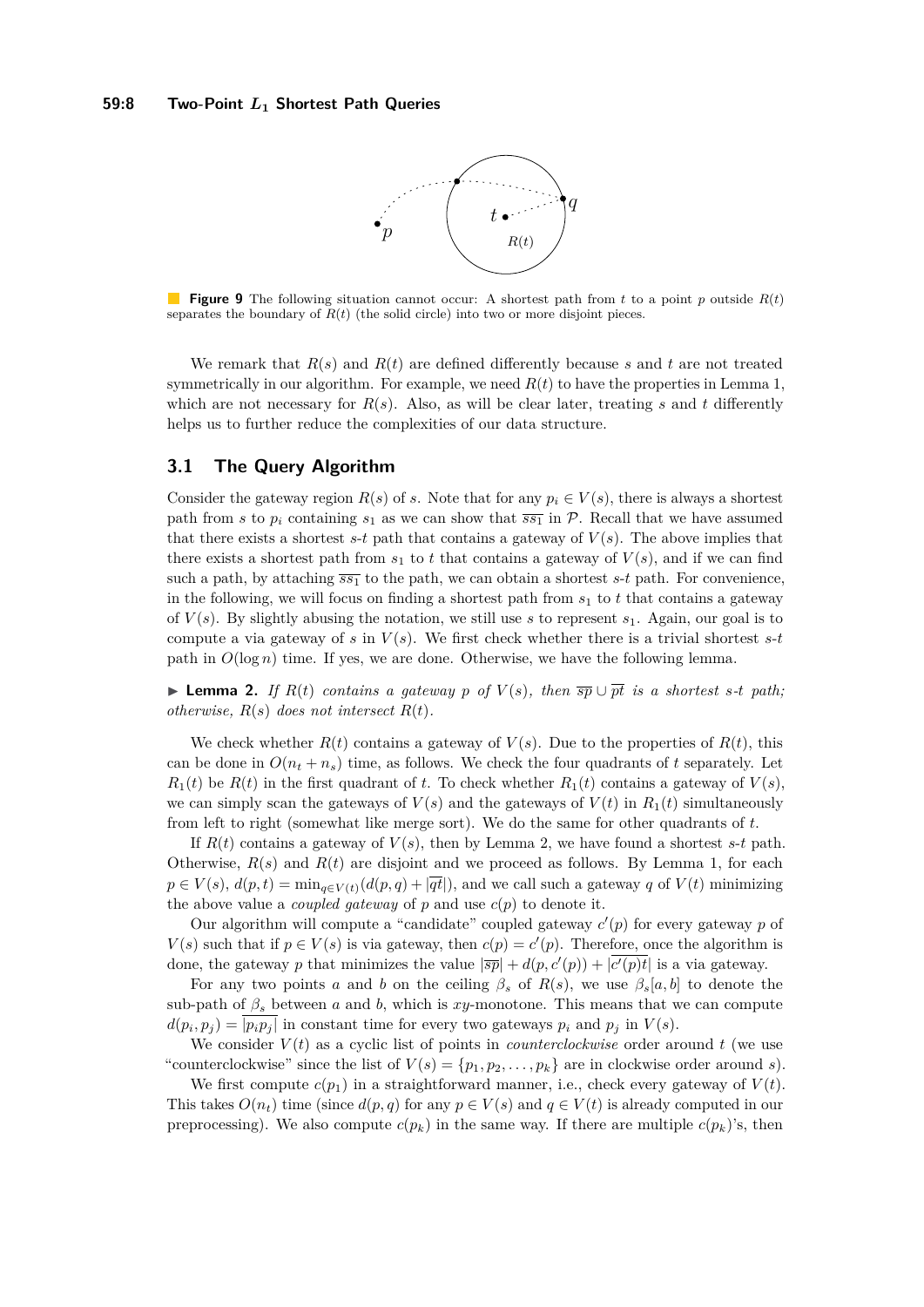**Figure 9** The following situation cannot occur: A shortest path from $t$ to a point $p$ outside $R(t)$ separates the boundary of $R(t)$ (the solid circle) into two or more disjoint pieces.

We remark that $R(s)$ and $R(t)$ are defined differently because $s$ and $t$ are not treated symmetrically in our algorithm. For example, we need $R(t)$ to have the properties in Lemma 1, which are not necessary for $R(s)$. Also, as will be clear later, treating $s$ and $t$ differently helps us to further reduce the complexities of our data structure.

## 3.1 The Query Algorithm

Consider the gateway region $R(s)$ of $s$. Note that for any $p_i \in V(s)$, there is always a shortest path from $s$ to $p_i$ containing $s_1$ as we can show that $\overline{ss_1}$ in $\mathcal{P}$. Recall that we have assumed that there exists a shortest $s$-$t$ path that contains a gateway of $V(s)$. The above implies that there exists a shortest path from $s_1$ to $t$ that contains a gateway of $V(s)$, and if we can find such a path, by attaching $\overline{ss_1}$ to the path, we can obtain a shortest $s$-$t$ path. For convenience, in the following, we will focus on finding a shortest path from $s_1$ to $t$ that contains a gateway of $V(s)$. By slightly abusing the notation, we still use $s$ to represent $s_1$. Again, our goal is to compute a via gateway of $s$ in $V(s)$. We first check whether there is a trivial shortest $s$-$t$ path in $O(\log n)$ time. If yes, we are done. Otherwise, we have the following lemma.

▶ **Lemma 2.** *If $R(t)$ contains a gateway $p$ of $V(s)$, then $\overline{sp} \cup \overline{pt}$ is a shortest $s$-$t$ path; otherwise, $R(s)$ does not intersect $R(t)$.*

We check whether $R(t)$ contains a gateway of $V(s)$. Due to the properties of $R(t)$, this can be done in $O(n_t + n_s)$ time, as follows. We check the four quadrants of $t$ separately. Let $R_1(t)$ be $R(t)$ in the first quadrant of $t$. To check whether $R_1(t)$ contains a gateway of $V(s)$, we can simply scan the gateways of $V(s)$ and the gateways of $V(t)$ in $R_1(t)$ simultaneously from left to right (somewhat like merge sort). We do the same for other quadrants of $t$.

If $R(t)$ contains a gateway of $V(s)$, then by Lemma 2, we have found a shortest $s$-$t$ path. Otherwise, $R(s)$ and $R(t)$ are disjoint and we proceed as follows. By Lemma 1, for each $p \in V(s)$, $d(p,t) = \min_{q \in V(t)}(d(p,q) + |\overline{qt}|)$, and we call such a gateway $q$ of $V(t)$ minimizing the above value a *coupled gateway* of $p$ and use $c(p)$ to denote it.

Our algorithm will compute a "candidate" coupled gateway $c'(p)$ for every gateway $p$ of $V(s)$ such that if $p \in V(s)$ is via gateway, then $c(p) = c'(p)$. Therefore, once the algorithm is done, the gateway $p$ that minimizes the value $|\overline{sp}| + d(p, c'(p)) + |\overline{c'(p)t}|$ is a via gateway.

For any two points $a$ and $b$ on the ceiling $\beta_s$ of $R(s)$, we use $\beta_s[a,b]$ to denote the sub-path of $\beta_s$ between $a$ and $b$, which is $xy$-monotone. This means that we can compute $d(p_i, p_j) = |\overline{p_ip_j}|$ in constant time for every two gateways $p_i$ and $p_j$ in $V(s)$.

We consider $V(t)$ as a cyclic list of points in *counterclockwise* order around $t$ (we use "counterclockwise" since the list of $V(s) = \{p_1, p_2, \ldots, p_k\}$ are in clockwise order around $s$).

We first compute $c(p_1)$ in a straightforward manner, i.e., check every gateway of $V(t)$. This takes $O(n_t)$ time (since $d(p,q)$ for any $p \in V(s)$ and $q \in V(t)$ is already computed in our preprocessing). We also compute $c(p_k)$ in the same way. If there are multiple $c(p_k)$'s, then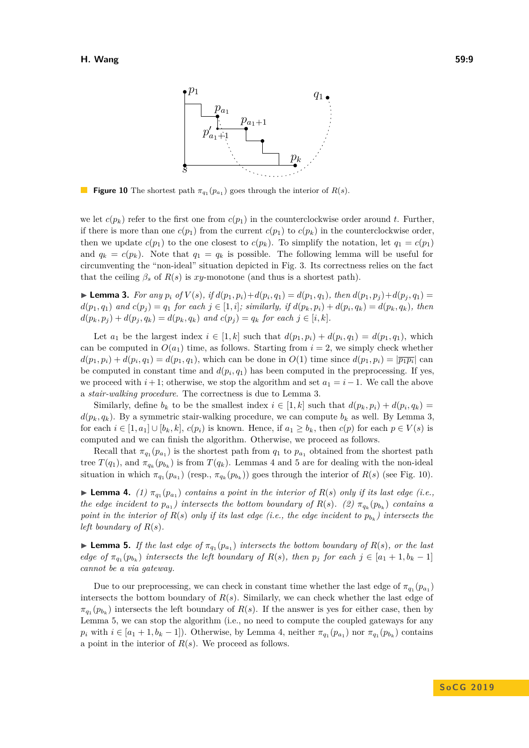**Figure 10** The shortest path $\pi_{q_1}(p_{a_1})$ goes through the interior of $R(s)$.

we let $c(p_k)$ refer to the first one from $c(p_1)$ in the counterclockwise order around $t$. Further, if there is more than one $c(p_1)$ from the current $c(p_1)$ to $c(p_k)$ in the counterclockwise order, then we update $c(p_1)$ to the one closest to $c(p_k)$. To simplify the notation, let $q_1 = c(p_1)$ and $q_k = c(p_k)$. Note that $q_1 = q_k$ is possible. The following lemma will be useful for circumventing the "non-ideal" situation depicted in Fig. 3. Its correctness relies on the fact that the ceiling $\beta_s$ of $R(s)$ is $xy$-monotone (and thus is a shortest path).

▶ **Lemma 3.** *For any $p_i$ of $V(s)$, if $d(p_1, p_i)+d(p_i, q_1) = d(p_1, q_1)$, then $d(p_1, p_j)+d(p_j, q_1) = d(p_1, q_1)$ and $c(p_j) = q_1$ for each $j \in [1, i]$; similarly, if $d(p_k, p_i) + d(p_i, q_k) = d(p_k, q_k)$, then $d(p_k, p_j) + d(p_j, q_k) = d(p_k, q_k)$ and $c(p_j) = q_k$ for each $j \in [i, k]$.*

Let $a_1$ be the largest index $i \in [1, k]$ such that $d(p_1, p_i) + d(p_i, q_1) = d(p_1, q_1)$, which can be computed in $O(a_1)$ time, as follows. Starting from $i = 2$, we simply check whether $d(p_1, p_i) + d(p_i, q_1) = d(p_1, q_1)$, which can be done in $O(1)$ time since $d(p_1, p_i) = |\overline{p_1p_i}|$ can be computed in constant time and $d(p_i, q_1)$ has been computed in the preprocessing. If yes, we proceed with $i+1$; otherwise, we stop the algorithm and set $a_1 = i-1$. We call the above a *stair-walking procedure*. The correctness is due to Lemma 3.

Similarly, define $b_k$ to be the smallest index $i \in [1, k]$ such that $d(p_k, p_i) + d(p_i, q_k) = d(p_k, q_k)$. By a symmetric stair-walking procedure, we can compute $b_k$ as well. By Lemma 3, for each $i \in [1, a_1] \cup [b_k, k]$, $c(p_i)$ is known. Hence, if $a_1 \geq b_k$, then $c(p)$ for each $p \in V(s)$ is computed and we can finish the algorithm. Otherwise, we proceed as follows.

Recall that $\pi_{q_1}(p_{a_1})$ is the shortest path from $q_1$ to $p_{a_1}$ obtained from the shortest path tree $T(q_1)$, and $\pi_{q_k}(p_{b_k})$ is from $T(q_k)$. Lemmas 4 and 5 are for dealing with the non-ideal situation in which $\pi_{q_1}(p_{a_1})$ (resp., $\pi_{q_k}(p_{b_k})$) goes through the interior of $R(s)$ (see Fig. 10).

▶ **Lemma 4.** *(1) $\pi_{q_1}(p_{a_1})$ contains a point in the interior of $R(s)$ only if its last edge (i.e., the edge incident to $p_{a_1}$) intersects the bottom boundary of $R(s)$. (2) $\pi_{q_k}(p_{b_k})$ contains a point in the interior of $R(s)$ only if its last edge (i.e., the edge incident to $p_{b_k}$) intersects the left boundary of $R(s)$.*

▶ **Lemma 5.** *If the last edge of $\pi_{q_1}(p_{a_1})$ intersects the bottom boundary of $R(s)$, or the last edge of $\pi_{q_1}(p_{b_k})$ intersects the left boundary of $R(s)$, then $p_j$ for each $j \in [a_1 + 1, b_k - 1]$ cannot be a via gateway.*

Due to our preprocessing, we can check in constant time whether the last edge of $\pi_{q_1}(p_{a_1})$ intersects the bottom boundary of $R(s)$. Similarly, we can check whether the last edge of $\pi_{q_1}(p_{b_k})$ intersects the left boundary of $R(s)$. If the answer is yes for either case, then by Lemma 5, we can stop the algorithm (i.e., no need to compute the coupled gateways for any $p_i$ with $i \in [a_1 + 1, b_k - 1]$). Otherwise, by Lemma 4, neither $\pi_{q_1}(p_{a_1})$ nor $\pi_{q_1}(p_{b_k})$ contains a point in the interior of $R(s)$. We proceed as follows.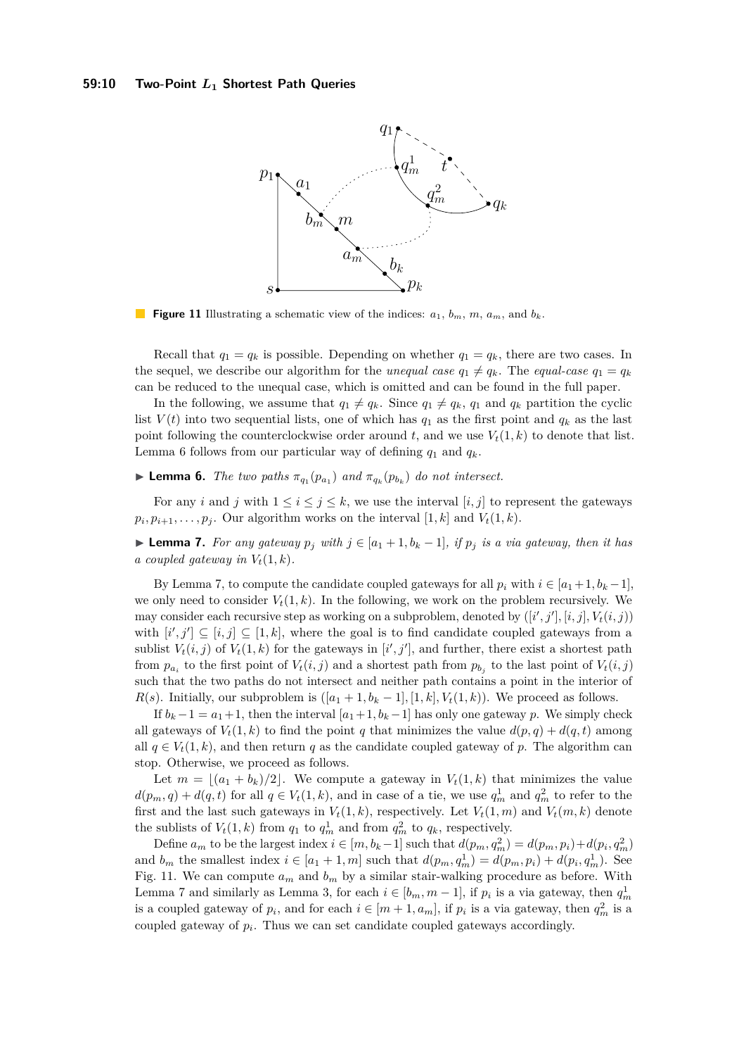**Figure 11** Illustrating a schematic view of the indices: $a_1$, $b_m$, $m$, $a_m$, and $b_k$.

Recall that $q_1 = q_k$ is possible. Depending on whether $q_1 = q_k$, there are two cases. In the sequel, we describe our algorithm for the *unequal case* $q_1 \neq q_k$. The *equal-case* $q_1 = q_k$ can be reduced to the unequal case, which is omitted and can be found in the full paper.

In the following, we assume that $q_1 \neq q_k$. Since $q_1 \neq q_k$, $q_1$ and $q_k$ partition the cyclic list $V(t)$ into two sequential lists, one of which has $q_1$ as the first point and $q_k$ as the last point following the counterclockwise order around $t$, and we use $V_t(1,k)$ to denote that list. Lemma 6 follows from our particular way of defining $q_1$ and $q_k$.

▶ **Lemma 6.** *The two paths $\pi_{q_1}(p_{a_1})$ and $\pi_{q_k}(p_{b_k})$ do not intersect.*

For any $i$ and $j$ with $1 \leq i \leq j \leq k$, we use the interval $[i,j]$ to represent the gateways $p_i, p_{i+1}, \ldots, p_j$. Our algorithm works on the interval $[1,k]$ and $V_t(1,k)$.

▶ **Lemma 7.** *For any gateway $p_j$ with $j \in [a_1+1, b_k-1]$, if $p_j$ is a via gateway, then it has a coupled gateway in $V_t(1,k)$.*

By Lemma 7, to compute the candidate coupled gateways for all $p_i$ with $i \in [a_1+1, b_k-1]$, we only need to consider $V_t(1,k)$. In the following, we work on the problem recursively. We may consider each recursive step as working on a subproblem, denoted by $([i',j'],[i,j],V_t(i,j))$ with $[i',j'] \subseteq [i,j] \subseteq [1,k]$, where the goal is to find candidate coupled gateways from a sublist $V_t(i,j)$ of $V_t(1,k)$ for the gateways in $[i',j']$, and further, there exist a shortest path from $p_{a_i}$ to the first point of $V_t(i,j)$ and a shortest path from $p_{b_j}$ to the last point of $V_t(i,j)$ such that the two paths do not intersect and neither path contains a point in the interior of $R(s)$. Initially, our subproblem is $([a_1+1, b_k-1],[1,k],V_t(1,k))$. We proceed as follows.

If $b_k - 1 = a_1 + 1$, then the interval $[a_1+1, b_k-1]$ has only one gateway $p$. We simply check all gateways of $V_t(1,k)$ to find the point $q$ that minimizes the value $d(p,q) + d(q,t)$ among all $q \in V_t(1,k)$, and then return $q$ as the candidate coupled gateway of $p$. The algorithm can stop. Otherwise, we proceed as follows.

Let $m = \lfloor (a_1 + b_k)/2 \rfloor$. We compute a gateway in $V_t(1,k)$ that minimizes the value $d(p_m, q) + d(q,t)$ for all $q \in V_t(1,k)$, and in case of a tie, we use $q_m^1$ and $q_m^2$ to refer to the first and the last such gateways in $V_t(1,k)$, respectively. Let $V_t(1,m)$ and $V_t(m,k)$ denote the sublists of $V_t(1,k)$ from $q_1$ to $q_m^1$ and from $q_m^2$ to $q_k$, respectively.

Define $a_m$ to be the largest index $i \in [m, b_k-1]$ such that $d(p_m, q_m^2) = d(p_m, p_i) + d(p_i, q_m^2)$ and $b_m$ the smallest index $i \in [a_1+1, m]$ such that $d(p_m, q_m^1) = d(p_m, p_i) + d(p_i, q_m^1)$. See Fig. 11. We can compute $a_m$ and $b_m$ by a similar stair-walking procedure as before. With Lemma 7 and similarly as Lemma 3, for each $i \in [b_m, m-1]$, if $p_i$ is a via gateway, then $q_m^1$ is a coupled gateway of $p_i$, and for each $i \in [m+1, a_m]$, if $p_i$ is a via gateway, then $q_m^2$ is a coupled gateway of $p_i$. Thus we can set candidate coupled gateways accordingly.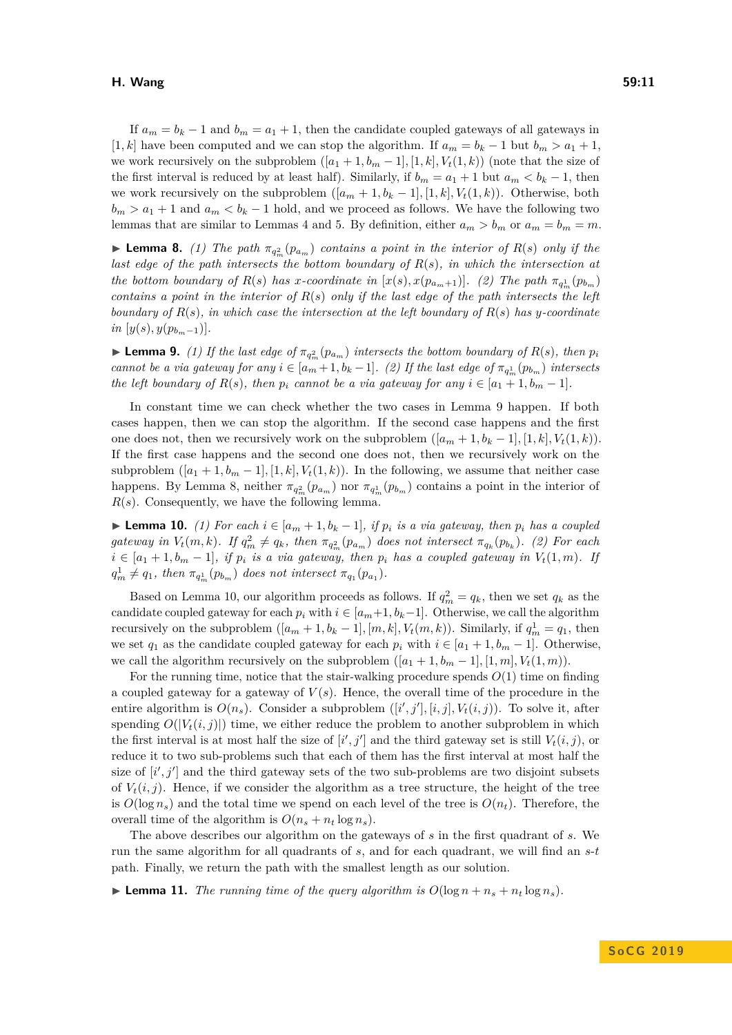If $a_m = b_k - 1$ and $b_m = a_1 + 1$, then the candidate coupled gateways of all gateways in $[1, k]$ have been computed and we can stop the algorithm. If $a_m = b_k - 1$ but $b_m > a_1 + 1$, we work recursively on the subproblem $([a_1 + 1, b_m - 1], [1, k], V_t(1, k))$ (note that the size of the first interval is reduced by at least half). Similarly, if $b_m = a_1 + 1$ but $a_m < b_k - 1$, then we work recursively on the subproblem $([a_m + 1, b_k - 1], [1, k], V_t(1, k))$. Otherwise, both $b_m > a_1 + 1$ and $a_m < b_k - 1$ hold, and we proceed as follows. We have the following two lemmas that are similar to Lemmas 4 and 5. By definition, either $a_m > b_m$ or $a_m = b_m = m$.

▶ **Lemma 8.** *(1) The path $\pi_{q_m^2}(p_{a_m})$ contains a point in the interior of $R(s)$ only if the last edge of the path intersects the bottom boundary of $R(s)$, in which the intersection at the bottom boundary of $R(s)$ has x-coordinate in $[x(s), x(p_{a_m+1})]$. (2) The path $\pi_{q_m^1}(p_{b_m})$ contains a point in the interior of $R(s)$ only if the last edge of the path intersects the left boundary of $R(s)$, in which case the intersection at the left boundary of $R(s)$ has y-coordinate in $[y(s), y(p_{b_m-1})]$.*

▶ **Lemma 9.** *(1) If the last edge of $\pi_{q_m^2}(p_{a_m})$ intersects the bottom boundary of $R(s)$, then $p_i$ cannot be a via gateway for any $i \in [a_m+1, b_k-1]$. (2) If the last edge of $\pi_{q_m^1}(p_{b_m})$ intersects the left boundary of $R(s)$, then $p_i$ cannot be a via gateway for any $i \in [a_1 + 1, b_m - 1]$.*

In constant time we can check whether the two cases in Lemma 9 happen. If both cases happen, then we can stop the algorithm. If the second case happens and the first one does not, then we recursively work on the subproblem $([a_m + 1, b_k - 1], [1, k], V_t(1, k))$. If the first case happens and the second one does not, then we recursively work on the subproblem $([a_1 + 1, b_m - 1], [1, k], V_t(1, k))$. In the following, we assume that neither case happens. By Lemma 8, neither $\pi_{q_m^2}(p_{a_m})$ nor $\pi_{q_m^1}(p_{b_m})$ contains a point in the interior of $R(s)$. Consequently, we have the following lemma.

▶ **Lemma 10.** *(1) For each $i \in [a_m + 1, b_k - 1]$, if $p_i$ is a via gateway, then $p_i$ has a coupled gateway in $V_t(m, k)$. If $q_m^2 \neq q_k$, then $\pi_{q_m^2}(p_{a_m})$ does not intersect $\pi_{q_k}(p_{b_k})$. (2) For each $i \in [a_1 + 1, b_m - 1]$, if $p_i$ is a via gateway, then $p_i$ has a coupled gateway in $V_t(1, m)$. If $q_m^1 \neq q_1$, then $\pi_{q_m^1}(p_{b_m})$ does not intersect $\pi_{q_1}(p_{a_1})$.*

Based on Lemma 10, our algorithm proceeds as follows. If $q_m^2 = q_k$, then we set $q_k$ as the candidate coupled gateway for each $p_i$ with $i \in [a_m+1, b_k-1]$. Otherwise, we call the algorithm recursively on the subproblem $([a_m + 1, b_k - 1], [m, k], V_t(m, k))$. Similarly, if $q_m^1 = q_1$, then we set $q_1$ as the candidate coupled gateway for each $p_i$ with $i \in [a_1 + 1, b_m - 1]$. Otherwise, we call the algorithm recursively on the subproblem $([a_1 + 1, b_m - 1], [1, m], V_t(1, m))$.

For the running time, notice that the stair-walking procedure spends $O(1)$ time on finding a coupled gateway for a gateway of $V(s)$. Hence, the overall time of the procedure in the entire algorithm is $O(n_s)$. Consider a subproblem $([i', j'], [i, j], V_t(i, j))$. To solve it, after spending $O(|V_t(i, j)|)$ time, we either reduce the problem to another subproblem in which the first interval is at most half the size of $[i', j']$ and the third gateway set is still $V_t(i, j)$, or reduce it to two sub-problems such that each of them has the first interval at most half the size of $[i', j']$ and the third gateway sets of the two sub-problems are two disjoint subsets of $V_t(i, j)$. Hence, if we consider the algorithm as a tree structure, the height of the tree is $O(\log n_s)$ and the total time we spend on each level of the tree is $O(n_t)$. Therefore, the overall time of the algorithm is $O(n_s + n_t \log n_s)$.

The above describes our algorithm on the gateways of $s$ in the first quadrant of $s$. We run the same algorithm for all quadrants of $s$, and for each quadrant, we will find an $s$-$t$ path. Finally, we return the path with the smallest length as our solution.

▶ **Lemma 11.** *The running time of the query algorithm is $O(\log n + n_s + n_t \log n_s)$.*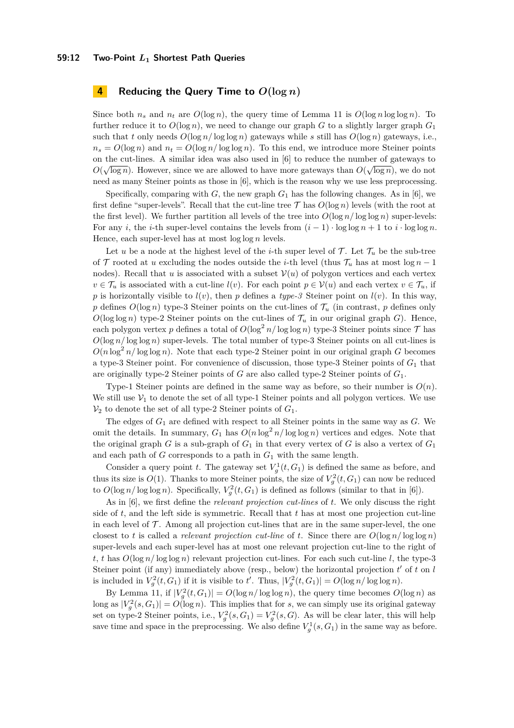# 4 Reducing the Query Time to $O(\log n)$

Since both $n_s$ and $n_t$ are $O(\log n)$, the query time of Lemma 11 is $O(\log n \log\log n)$. To further reduce it to $O(\log n)$, we need to change our graph $G$ to a slightly larger graph $G_1$ such that $t$ only needs $O(\log n/\log\log n)$ gateways while $s$ still has $O(\log n)$ gateways, i.e., $n_s = O(\log n)$ and $n_t = O(\log n/\log\log n)$. To this end, we introduce more Steiner points on the cut-lines. A similar idea was also used in [6] to reduce the number of gateways to $O(\sqrt{\log n})$. However, since we are allowed to have more gateways than $O(\sqrt{\log n})$, we do not need as many Steiner points as those in [6], which is the reason why we use less preprocessing.

Specifically, comparing with $G$, the new graph $G_1$ has the following changes. As in [6], we first define "super-levels". Recall that the cut-line tree $\mathcal{T}$ has $O(\log n)$ levels (with the root at the first level). We further partition all levels of the tree into $O(\log n/\log\log n)$ super-levels: For any $i$, the $i$-th super-level contains the levels from $(i-1)\cdot\log\log n + 1$ to $i\cdot\log\log n$. Hence, each super-level has at most $\log\log n$ levels.

Let $u$ be a node at the highest level of the $i$-th super level of $\mathcal{T}$. Let $\mathcal{T}_u$ be the sub-tree of $\mathcal{T}$ rooted at $u$ excluding the nodes outside the $i$-th level (thus $\mathcal{T}_u$ has at most $\log n - 1$ nodes). Recall that $u$ is associated with a subset $\mathcal{V}(u)$ of polygon vertices and each vertex $v \in \mathcal{T}_u$ is associated with a cut-line $l(v)$. For each point $p \in \mathcal{V}(u)$ and each vertex $v \in \mathcal{T}_u$, if $p$ is horizontally visible to $l(v)$, then $p$ defines a *type-3* Steiner point on $l(v)$. In this way, $p$ defines $O(\log n)$ type-3 Steiner points on the cut-lines of $\mathcal{T}_u$ (in contrast, $p$ defines only $O(\log\log n)$ type-2 Steiner points on the cut-lines of $\mathcal{T}_u$ in our original graph $G$). Hence, each polygon vertex $p$ defines a total of $O(\log^2 n/\log\log n)$ type-3 Steiner points since $\mathcal{T}$ has $O(\log n/\log\log n)$ super-levels. The total number of type-3 Steiner points on all cut-lines is $O(n\log^2 n/\log\log n)$. Note that each type-2 Steiner point in our original graph $G$ becomes a type-3 Steiner point. For convenience of discussion, those type-3 Steiner points of $G_1$ that are originally type-2 Steiner points of $G$ are also called type-2 Steiner points of $G_1$.

Type-1 Steiner points are defined in the same way as before, so their number is $O(n)$. We still use $\mathcal{V}_1$ to denote the set of all type-1 Steiner points and all polygon vertices. We use $\mathcal{V}_2$ to denote the set of all type-2 Steiner points of $G_1$.

The edges of $G_1$ are defined with respect to all Steiner points in the same way as $G$. We omit the details. In summary, $G_1$ has $O(n\log^2 n/\log\log n)$ vertices and edges. Note that the original graph $G$ is a sub-graph of $G_1$ in that every vertex of $G$ is also a vertex of $G_1$ and each path of $G$ corresponds to a path in $G_1$ with the same length.

Consider a query point $t$. The gateway set $V_g^1(t, G_1)$ is defined the same as before, and thus its size is $O(1)$. Thanks to more Steiner points, the size of $V_g^2(t, G_1)$ can now be reduced to $O(\log n/\log\log n)$. Specifically, $V_g^2(t, G_1)$ is defined as follows (similar to that in [6]).

As in [6], we first define the *relevant projection cut-lines* of $t$. We only discuss the right side of $t$, and the left side is symmetric. Recall that $t$ has at most one projection cut-line in each level of $\mathcal{T}$. Among all projection cut-lines that are in the same super-level, the one closest to $t$ is called a *relevant projection cut-line* of $t$. Since there are $O(\log n/\log\log n)$ super-levels and each super-level has at most one relevant projection cut-line to the right of $t$, $t$ has $O(\log n/\log\log n)$ relevant projection cut-lines. For each such cut-line $l$, the type-3 Steiner point (if any) immediately above (resp., below) the horizontal projection $t'$ of $t$ on $l$ is included in $V_g^2(t, G_1)$ if it is visible to $t'$. Thus, $|V_g^2(t, G_1)| = O(\log n/\log\log n)$.

By Lemma 11, if $|V_g^2(t, G_1)| = O(\log n/\log\log n)$, the query time becomes $O(\log n)$ as long as $|V_g^2(s, G_1)| = O(\log n)$. This implies that for $s$, we can simply use its original gateway set on type-2 Steiner points, i.e., $V_g^2(s, G_1) = V_g^2(s, G)$. As will be clear later, this will help save time and space in the preprocessing. We also define $V_g^1(s, G_1)$ in the same way as before.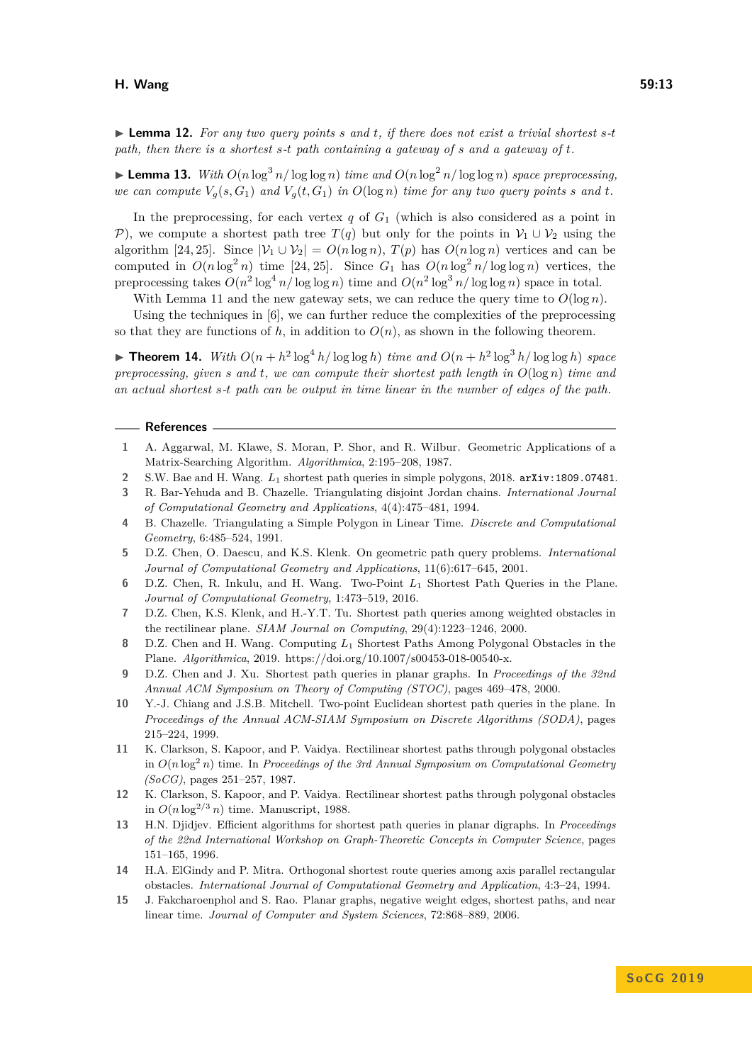▶ **Lemma 12.** *For any two query points $s$ and $t$, if there does not exist a trivial shortest $s$-$t$ path, then there is a shortest $s$-$t$ path containing a gateway of $s$ and a gateway of $t$.*

▶ **Lemma 13.** *With $O(n \log^3 n/\log\log n)$ time and $O(n \log^2 n/\log\log n)$ space preprocessing, we can compute $V_g(s, G_1)$ and $V_g(t, G_1)$ in $O(\log n)$ time for any two query points $s$ and $t$.*

In the preprocessing, for each vertex $q$ of $G_1$ (which is also considered as a point in $\mathcal{P}$), we compute a shortest path tree $T(q)$ but only for the points in $\mathcal{V}_1 \cup \mathcal{V}_2$ using the algorithm [24, 25]. Since $|\mathcal{V}_1 \cup \mathcal{V}_2| = O(n \log n)$, $T(p)$ has $O(n \log n)$ vertices and can be computed in $O(n \log^2 n)$ time [24, 25]. Since $G_1$ has $O(n \log^2 n/\log\log n)$ vertices, the preprocessing takes $O(n^2 \log^4 n/\log\log n)$ time and $O(n^2 \log^3 n/\log\log n)$ space in total.

With Lemma 11 and the new gateway sets, we can reduce the query time to $O(\log n)$.

Using the techniques in [6], we can further reduce the complexities of the preprocessing so that they are functions of $h$, in addition to $O(n)$, as shown in the following theorem.

▶ **Theorem 14.** *With $O(n + h^2 \log^4 h/\log\log h)$ time and $O(n + h^2 \log^3 h/\log\log h)$ space preprocessing, given $s$ and $t$, we can compute their shortest path length in $O(\log n)$ time and an actual shortest $s$-$t$ path can be output in time linear in the number of edges of the path.*

## References

1. A. Aggarwal, M. Klawe, S. Moran, P. Shor, and R. Wilbur. Geometric Applications of a Matrix-Searching Algorithm. *Algorithmica*, 2:195–208, 1987.
2. S.W. Bae and H. Wang. $L_1$ shortest path queries in simple polygons, 2018. arXiv:1809.07481.
3. R. Bar-Yehuda and B. Chazelle. Triangulating disjoint Jordan chains. *International Journal of Computational Geometry and Applications*, 4(4):475–481, 1994.
4. B. Chazelle. Triangulating a Simple Polygon in Linear Time. *Discrete and Computational Geometry*, 6:485–524, 1991.
5. D.Z. Chen, O. Daescu, and K.S. Klenk. On geometric path query problems. *International Journal of Computational Geometry and Applications*, 11(6):617–645, 2001.
6. D.Z. Chen, R. Inkulu, and H. Wang. Two-Point $L_1$ Shortest Path Queries in the Plane. *Journal of Computational Geometry*, 1:473–519, 2016.
7. D.Z. Chen, K.S. Klenk, and H.-Y.T. Tu. Shortest path queries among weighted obstacles in the rectilinear plane. *SIAM Journal on Computing*, 29(4):1223–1246, 2000.
8. D.Z. Chen and H. Wang. Computing $L_1$ Shortest Paths Among Polygonal Obstacles in the Plane. *Algorithmica*, 2019. https://doi.org/10.1007/s00453-018-00540-x.
9. D.Z. Chen and J. Xu. Shortest path queries in planar graphs. In *Proceedings of the 32nd Annual ACM Symposium on Theory of Computing (STOC)*, pages 469–478, 2000.
10. Y.-J. Chiang and J.S.B. Mitchell. Two-point Euclidean shortest path queries in the plane. In *Proceedings of the Annual ACM-SIAM Symposium on Discrete Algorithms (SODA)*, pages 215–224, 1999.
11. K. Clarkson, S. Kapoor, and P. Vaidya. Rectilinear shortest paths through polygonal obstacles in $O(n \log^2 n)$ time. In *Proceedings of the 3rd Annual Symposium on Computational Geometry (SoCG)*, pages 251–257, 1987.
12. K. Clarkson, S. Kapoor, and P. Vaidya. Rectilinear shortest paths through polygonal obstacles in $O(n \log^{2/3} n)$ time. Manuscript, 1988.
13. H.N. Djidjev. Efficient algorithms for shortest path queries in planar digraphs. In *Proceedings of the 22nd International Workshop on Graph-Theoretic Concepts in Computer Science*, pages 151–165, 1996.
14. H.A. ElGindy and P. Mitra. Orthogonal shortest route queries among axis parallel rectangular obstacles. *International Journal of Computational Geometry and Application*, 4:3–24, 1994.
15. J. Fakcharoenphol and S. Rao. Planar graphs, negative weight edges, shortest paths, and near linear time. *Journal of Computer and System Sciences*, 72:868–889, 2006.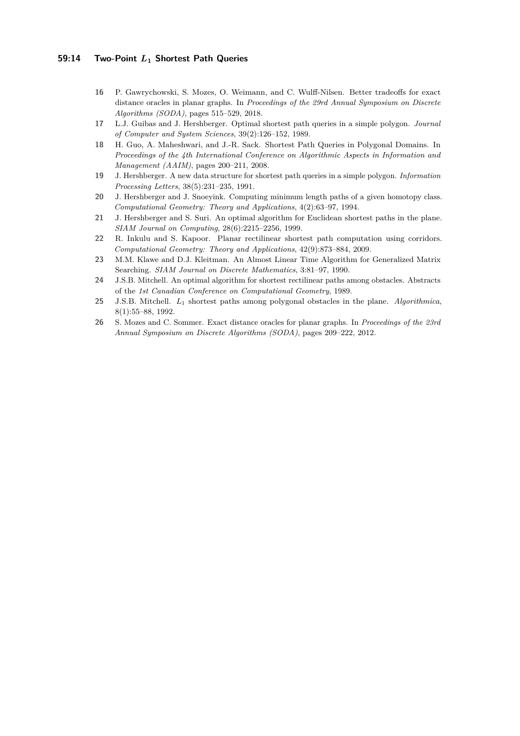16 P. Gawrychowski, S. Mozes, O. Weimann, and C. Wulff-Nilsen. Better tradeoffs for exact distance oracles in planar graphs. In *Proceedings of the 29rd Annual Symposium on Discrete Algorithms (SODA)*, pages 515–529, 2018.

17 L.J. Guibas and J. Hershberger. Optimal shortest path queries in a simple polygon. *Journal of Computer and System Sciences*, 39(2):126–152, 1989.

18 H. Guo, A. Maheshwari, and J.-R. Sack. Shortest Path Queries in Polygonal Domains. In *Proceedings of the 4th International Conference on Algorithmic Aspects in Information and Management (AAIM)*, pages 200–211, 2008.

19 J. Hershberger. A new data structure for shortest path queries in a simple polygon. *Information Processing Letters*, 38(5):231–235, 1991.

20 J. Hershberger and J. Snoeyink. Computing minimum length paths of a given homotopy class. *Computational Geometry: Theory and Applications*, 4(2):63–97, 1994.

21 J. Hershberger and S. Suri. An optimal algorithm for Euclidean shortest paths in the plane. *SIAM Journal on Computing*, 28(6):2215–2256, 1999.

22 R. Inkulu and S. Kapoor. Planar rectilinear shortest path computation using corridors. *Computational Geometry: Theory and Applications*, 42(9):873–884, 2009.

23 M.M. Klawe and D.J. Kleitman. An Almost Linear Time Algorithm for Generalized Matrix Searching. *SIAM Journal on Discrete Mathematics*, 3:81–97, 1990.

24 J.S.B. Mitchell. An optimal algorithm for shortest rectilinear paths among obstacles. Abstracts of the *1st Canadian Conference on Computational Geometry*, 1989.

25 J.S.B. Mitchell. $L_1$ shortest paths among polygonal obstacles in the plane. *Algorithmica*, 8(1):55–88, 1992.

26 S. Mozes and C. Sommer. Exact distance oracles for planar graphs. In *Proceedings of the 23rd Annual Symposium on Discrete Algorithms (SODA)*, pages 209–222, 2012.